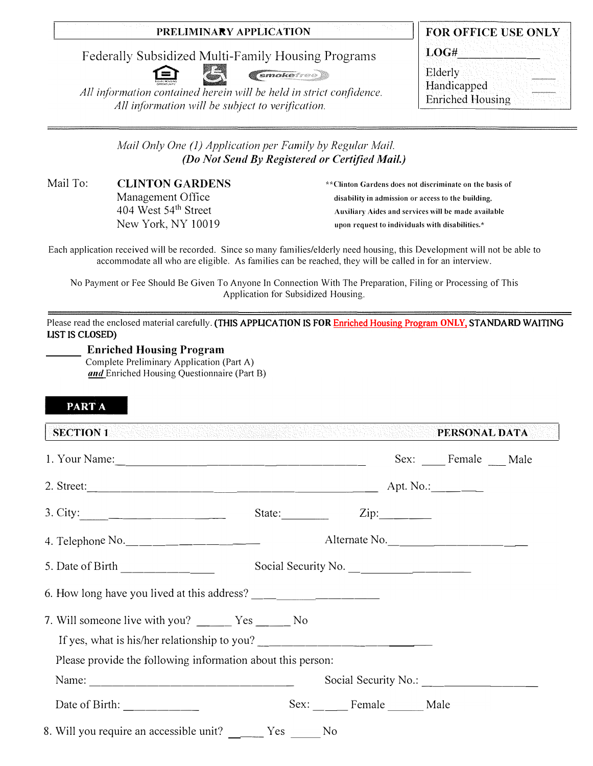**PRELIMINARY APPLICATION**

Federally Subsidized Multi-Family Housing Programs

*All information contained herein will be held in strict confidence.*
*All information will be subject to verification.*

**FOR OFFICE USE ONLY**

**LOG#**_____________

Elderly ____
Handicapped ____
Enriched Housing

---

*Mail Only One (1) Application per Family by Regular Mail.*
***(Do Not Send By Registered or Certified Mail.)***

Mail To: **CLINTON GARDENS**
Management Office
404 West 54th Street
New York, NY 10019

**\*\*Clinton Gardens does not discriminate on the basis of disability in admission or access to the building. Auxiliary Aides and services will be made available upon request to individuals with disabilities.\***

Each application received will be recorded. Since so many families/elderly need housing, this Development will not be able to accommodate all who are eligible. As families can be reached, they will be called in for an interview.

No Payment or Fee Should Be Given To Anyone In Connection With The Preparation, Filing or Processing of This Application for Subsidized Housing.

---

Please read the enclosed material carefully. **(THIS APPLICATION IS FOR Enriched Housing Program ONLY, STANDARD WAITING LIST IS CLOSED)**

______ **Enriched Housing Program**
Complete Preliminary Application (Part A)
***and*** Enriched Housing Questionnaire (Part B)

## PART A

### SECTION 1 PERSONAL DATA

1. Your Name:_________________________________________ Sex: ____ Female ___ Male

2. Street:_____________________________________________ Apt. No.:__________

3. City:______________________ State:________ Zip:_________

4. Telephone No.______________________ Alternate No.______________________

5. Date of Birth _______________ Social Security No. ____________________

6. How long have you lived at this address? ____________________

7. Will someone live with you? ______ Yes ______ No

   If yes, what is his/her relationship to you? ____________________________

   Please provide the following information about this person:

   Name: ___________________________________ Social Security No.: ________________

   Date of Birth: ____________ Sex: _____ Female ______ Male

8. Will you require an accessible unit? _____ Yes _____ No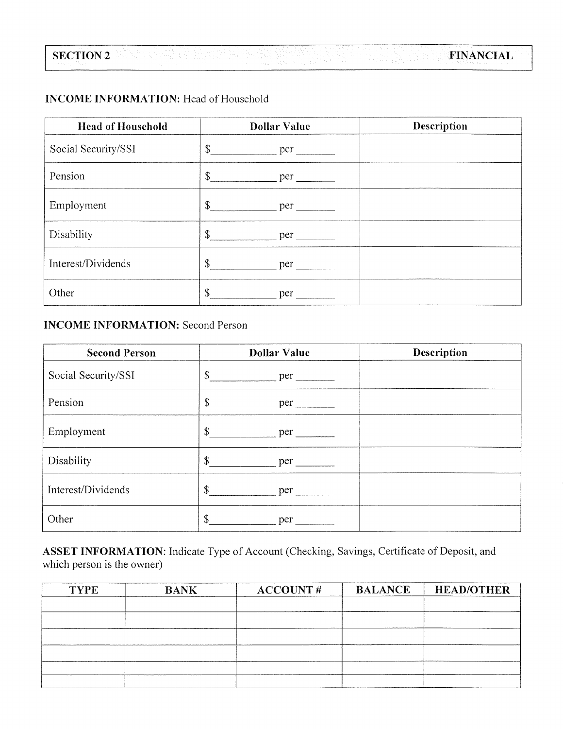| SECTION 2 | FINANCIAL |
|---|---|

**INCOME INFORMATION:** Head of Household

| Head of Household | Dollar Value | Description |
|---|---|---|
| Social Security/SSI | $\_\_\_\_\_\_\_\_\_\_ per \_\_\_\_\_\_ | |
| Pension | $\_\_\_\_\_\_\_\_\_\_ per \_\_\_\_\_\_ | |
| Employment | $\_\_\_\_\_\_\_\_\_\_ per \_\_\_\_\_\_ | |
| Disability | $\_\_\_\_\_\_\_\_\_\_ per \_\_\_\_\_\_ | |
| Interest/Dividends | $\_\_\_\_\_\_\_\_\_\_ per \_\_\_\_\_\_ | |
| Other | $\_\_\_\_\_\_\_\_\_\_ per \_\_\_\_\_\_ | |

**INCOME INFORMATION:** Second Person

| Second Person | Dollar Value | Description |
|---|---|---|
| Social Security/SSI | $\_\_\_\_\_\_\_\_\_\_ per \_\_\_\_\_\_ | |
| Pension | $\_\_\_\_\_\_\_\_\_\_ per \_\_\_\_\_\_ | |
| Employment | $\_\_\_\_\_\_\_\_\_\_ per \_\_\_\_\_\_ | |
| Disability | $\_\_\_\_\_\_\_\_\_\_ per \_\_\_\_\_\_ | |
| Interest/Dividends | $\_\_\_\_\_\_\_\_\_\_ per \_\_\_\_\_\_ | |
| Other | $\_\_\_\_\_\_\_\_\_\_ per \_\_\_\_\_\_ | |

**ASSET INFORMATION**: Indicate Type of Account (Checking, Savings, Certificate of Deposit, and which person is the owner)

| TYPE | BANK | ACCOUNT # | BALANCE | HEAD/OTHER |
|---|---|---|---|---|
| | | | | |
| | | | | |
| | | | | |
| | | | | |
| | | | | |
| | | | | |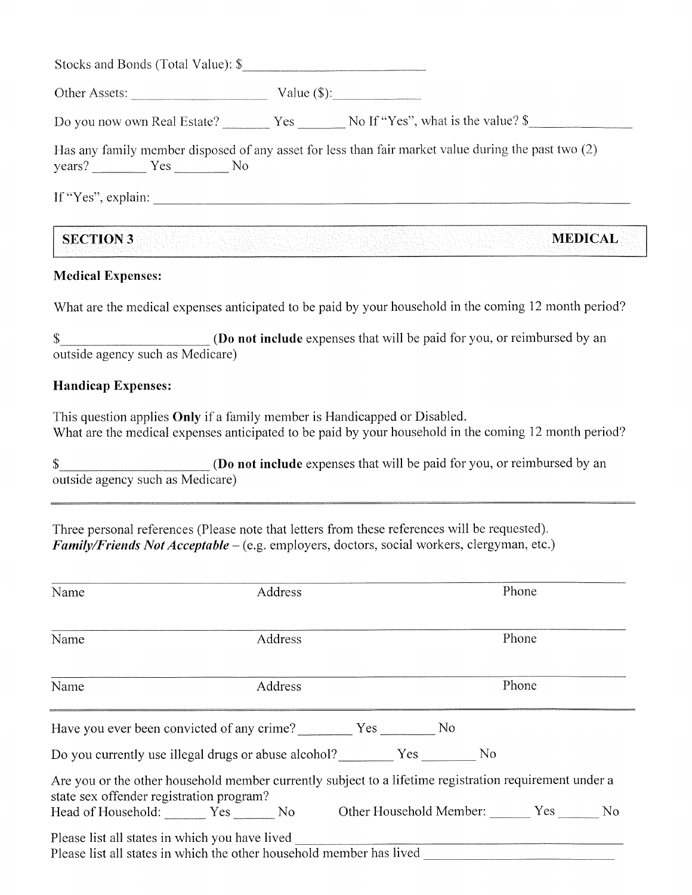Stocks and Bonds (Total Value): $____________________________

Other Assets: ______________________ Value ($):______________

Do you now own Real Estate? _______ Yes _______ No If "Yes", what is the value? $_______________

Has any family member disposed of any asset for less than fair market value during the past two (2) years? ________ Yes ________ No

If "Yes", explain: ________________________________________________________________________

## SECTION 3 MEDICAL

**Medical Expenses:**

What are the medical expenses anticipated to be paid by your household in the coming 12 month period?

$______________________ (**Do not include** expenses that will be paid for you, or reimbursed by an outside agency such as Medicare)

**Handicap Expenses:**

This question applies **Only** if a family member is Handicapped or Disabled.
What are the medical expenses anticipated to be paid by your household in the coming 12 month period?

$______________________ (**Do not include** expenses that will be paid for you, or reimbursed by an outside agency such as Medicare)

---

Three personal references (Please note that letters from these references will be requested).
***Family/Friends Not Acceptable*** – (e.g. employers, doctors, social workers, clergyman, etc.)

| Name | Address | Phone |
|---|---|---|
| | | |
| Name | Address | Phone |
| | | |
| Name | Address | Phone |

---

Have you ever been convicted of any crime? ________ Yes ________ No

Do you currently use illegal drugs or abuse alcohol? ________ Yes ________ No

Are you or the other household member currently subject to a lifetime registration requirement under a state sex offender registration program?
Head of Household: ______ Yes ______ No Other Household Member: ______ Yes ______ No

Please list all states in which you have lived ________________________________________
Please list all states in which the other household member has lived ________________________________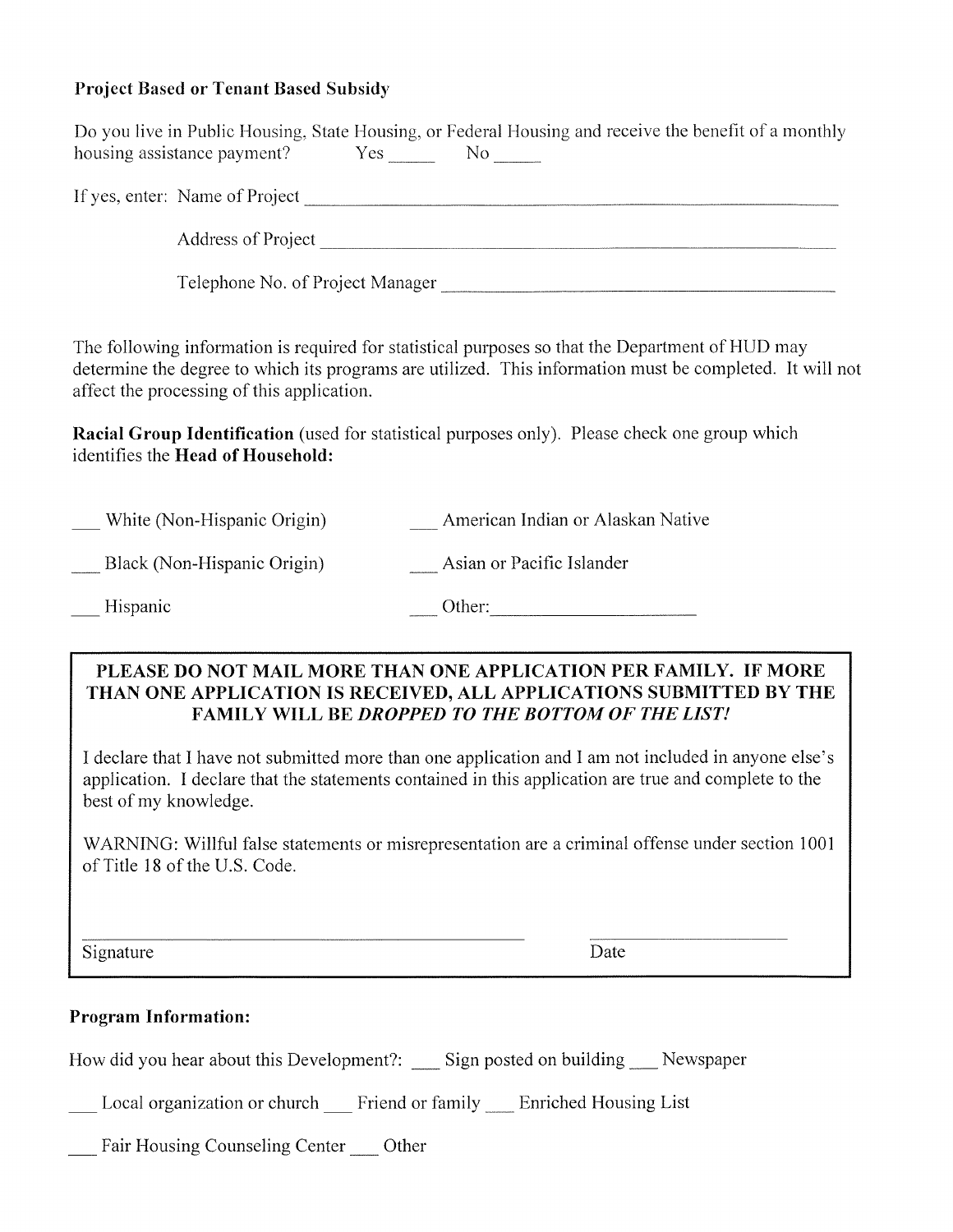**Project Based or Tenant Based Subsidy**

Do you live in Public Housing, State Housing, or Federal Housing and receive the benefit of a monthly housing assistance payment? Yes _____ No _____

If yes, enter: Name of Project ______________________________________________

Address of Project ______________________________________________

Telephone No. of Project Manager ______________________________________________

The following information is required for statistical purposes so that the Department of HUD may determine the degree to which its programs are utilized. This information must be completed. It will not affect the processing of this application.

**Racial Group Identification** (used for statistical purposes only). Please check one group which identifies the **Head of Household:**

___ White (Non-Hispanic Origin)

___ Black (Non-Hispanic Origin)

___ Hispanic

___ American Indian or Alaskan Native

___ Asian or Pacific Islander

___ Other: ______________________

**PLEASE DO NOT MAIL MORE THAN ONE APPLICATION PER FAMILY. IF MORE THAN ONE APPLICATION IS RECEIVED, ALL APPLICATIONS SUBMITTED BY THE FAMILY WILL BE *DROPPED TO THE BOTTOM OF THE LIST!***

I declare that I have not submitted more than one application and I am not included in anyone else's application. I declare that the statements contained in this application are true and complete to the best of my knowledge.

WARNING: Willful false statements or misrepresentation are a criminal offense under section 1001 of Title 18 of the U.S. Code.

______________________________________________ ______________________

Signature Date

**Program Information:**

How did you hear about this Development?: ___ Sign posted on building ___ Newspaper

___ Local organization or church ___ Friend or family ___ Enriched Housing List

___ Fair Housing Counseling Center ___ Other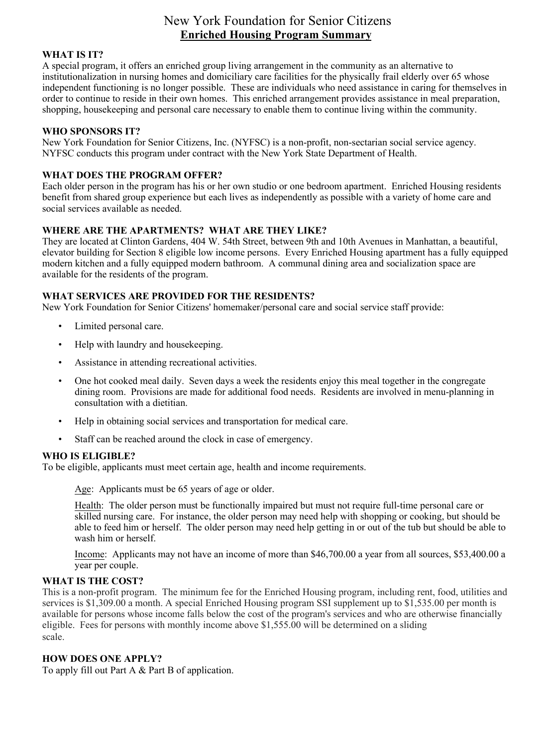# New York Foundation for Senior Citizens

## Enriched Housing Program Summary

**WHAT IS IT?**

A special program, it offers an enriched group living arrangement in the community as an alternative to institutionalization in nursing homes and domiciliary care facilities for the physically frail elderly over 65 whose independent functioning is no longer possible. These are individuals who need assistance in caring for themselves in order to continue to reside in their own homes. This enriched arrangement provides assistance in meal preparation, shopping, housekeeping and personal care necessary to enable them to continue living within the community.

**WHO SPONSORS IT?**

New York Foundation for Senior Citizens, Inc. (NYFSC) is a non-profit, non-sectarian social service agency. NYFSC conducts this program under contract with the New York State Department of Health.

**WHAT DOES THE PROGRAM OFFER?**

Each older person in the program has his or her own studio or one bedroom apartment. Enriched Housing residents benefit from shared group experience but each lives as independently as possible with a variety of home care and social services available as needed.

**WHERE ARE THE APARTMENTS? WHAT ARE THEY LIKE?**

They are located at Clinton Gardens, 404 W. 54th Street, between 9th and 10th Avenues in Manhattan, a beautiful, elevator building for Section 8 eligible low income persons. Every Enriched Housing apartment has a fully equipped modern kitchen and a fully equipped modern bathroom. A communal dining area and socialization space are available for the residents of the program.

**WHAT SERVICES ARE PROVIDED FOR THE RESIDENTS?**

New York Foundation for Senior Citizens' homemaker/personal care and social service staff provide:

- Limited personal care.
- Help with laundry and housekeeping.
- Assistance in attending recreational activities.
- One hot cooked meal daily. Seven days a week the residents enjoy this meal together in the congregate dining room. Provisions are made for additional food needs. Residents are involved in menu-planning in consultation with a dietitian.
- Help in obtaining social services and transportation for medical care.
- Staff can be reached around the clock in case of emergency.

**WHO IS ELIGIBLE?**

To be eligible, applicants must meet certain age, health and income requirements.

Age: Applicants must be 65 years of age or older.

Health: The older person must be functionally impaired but must not require full-time personal care or skilled nursing care. For instance, the older person may need help with shopping or cooking, but should be able to feed him or herself. The older person may need help getting in or out of the tub but should be able to wash him or herself.

Income: Applicants may not have an income of more than $46,700.00 a year from all sources, $53,400.00 a year per couple.

**WHAT IS THE COST?**

This is a non-profit program. The minimum fee for the Enriched Housing program, including rent, food, utilities and services is $1,309.00 a month. A special Enriched Housing program SSI supplement up to $1,535.00 per month is available for persons whose income falls below the cost of the program's services and who are otherwise financially eligible. Fees for persons with monthly income above $1,555.00 will be determined on a sliding scale.

**HOW DOES ONE APPLY?**

To apply fill out Part A & Part B of application.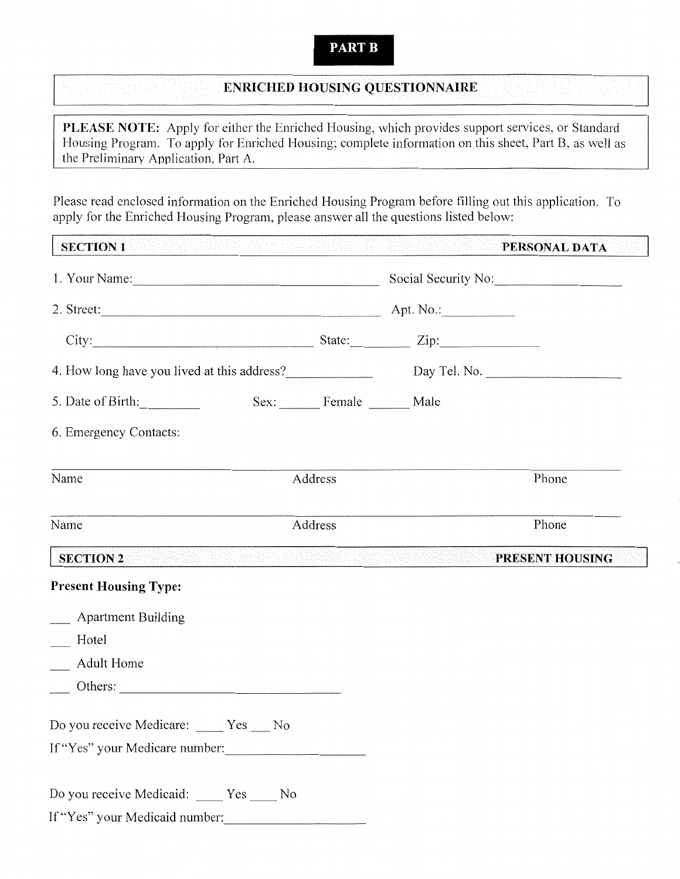**PART B**

## ENRICHED HOUSING QUESTIONNAIRE

**PLEASE NOTE:** Apply for either the Enriched Housing, which provides support services, or Standard Housing Program. To apply for Enriched Housing; complete information on this sheet, Part B, as well as the Preliminary Application, Part A.

Please read enclosed information on the Enriched Housing Program before filling out this application. To apply for the Enriched Housing Program, please answer all the questions listed below:

### SECTION 1 — PERSONAL DATA

1. Your Name:______________________________ Social Security No:________________

2. Street:______________________________ Apt. No.:__________

   City:______________________________ State:________ Zip:______________

4. How long have you lived at this address?____________ Day Tel. No. __________________

5. Date of Birth:________ Sex: ______ Female ______ Male

6. Emergency Contacts:

| Name | Address | Phone |
| --- | --- | --- |
| | | |
| | | |

### SECTION 2 — PRESENT HOUSING

**Present Housing Type:**

___ Apartment Building

___ Hotel

___ Adult Home

___ Others: ______________________________

Do you receive Medicare: ____ Yes ___ No

If "Yes" your Medicare number:____________________

Do you receive Medicaid: ____ Yes ____ No

If "Yes" your Medicaid number:____________________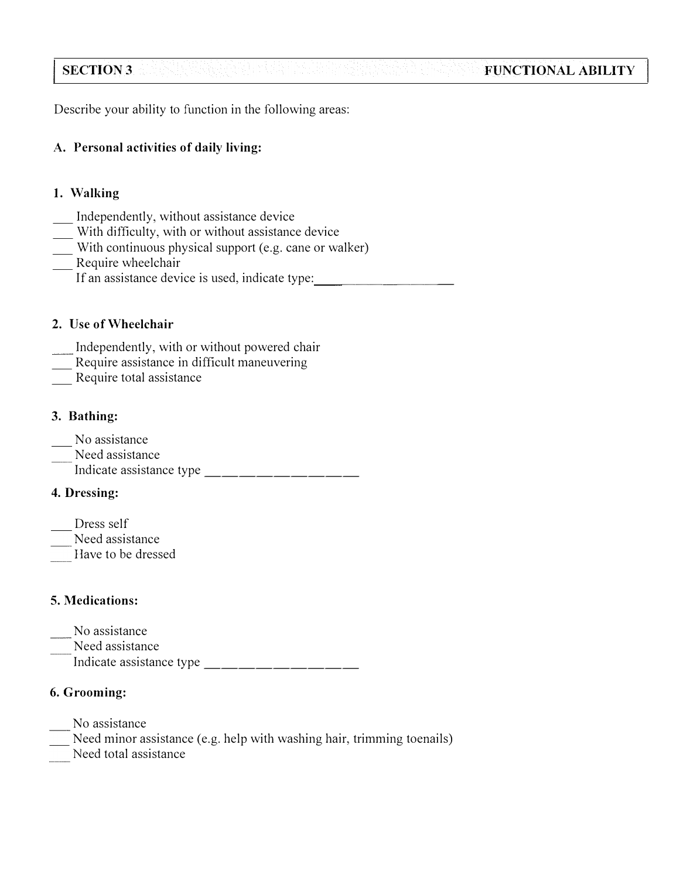| SECTION 3 | FUNCTIONAL ABILITY |
| --- | --- |

Describe your ability to function in the following areas:

**A. Personal activities of daily living:**

**1. Walking**

___ Independently, without assistance device
___ With difficulty, with or without assistance device
___ With continuous physical support (e.g. cane or walker)
___ Require wheelchair
If an assistance device is used, indicate type:____________________

**2. Use of Wheelchair**

___ Independently, with or without powered chair
___ Require assistance in difficult maneuvering
___ Require total assistance

**3. Bathing:**

___ No assistance
___ Need assistance
Indicate assistance type ____________________

**4. Dressing:**

___ Dress self
___ Need assistance
___ Have to be dressed

**5. Medications:**

___ No assistance
___ Need assistance
Indicate assistance type ____________________

**6. Grooming:**

___ No assistance
___ Need minor assistance (e.g. help with washing hair, trimming toenails)
___ Need total assistance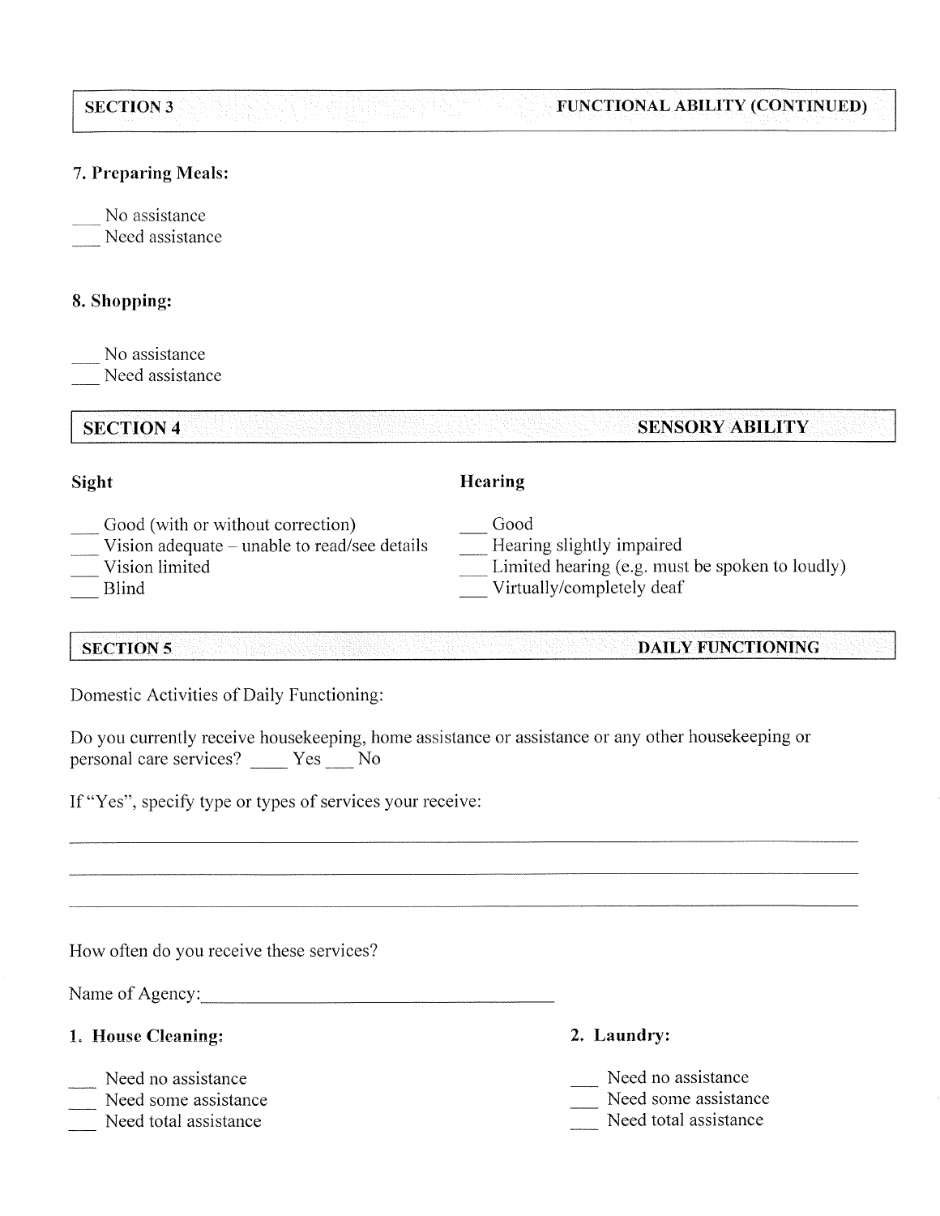## SECTION 3 — FUNCTIONAL ABILITY (CONTINUED)

**7. Preparing Meals:**

___ No assistance
___ Need assistance

**8. Shopping:**

___ No assistance
___ Need assistance

## SECTION 4 — SENSORY ABILITY

**Sight**

___ Good (with or without correction)
___ Vision adequate – unable to read/see details
___ Vision limited
___ Blind

**Hearing**

___ Good
___ Hearing slightly impaired
___ Limited hearing (e.g. must be spoken to loudly)
___ Virtually/completely deaf

## SECTION 5 — DAILY FUNCTIONING

Domestic Activities of Daily Functioning:

Do you currently receive housekeeping, home assistance or assistance or any other housekeeping or personal care services? ____ Yes ___ No

If "Yes", specify type or types of services your receive:

______________________________________________________________________

______________________________________________________________________

______________________________________________________________________

How often do you receive these services?

Name of Agency:________________________________________

**1. House Cleaning:**

___ Need no assistance
___ Need some assistance
___ Need total assistance

**2. Laundry:**

___ Need no assistance
___ Need some assistance
___ Need total assistance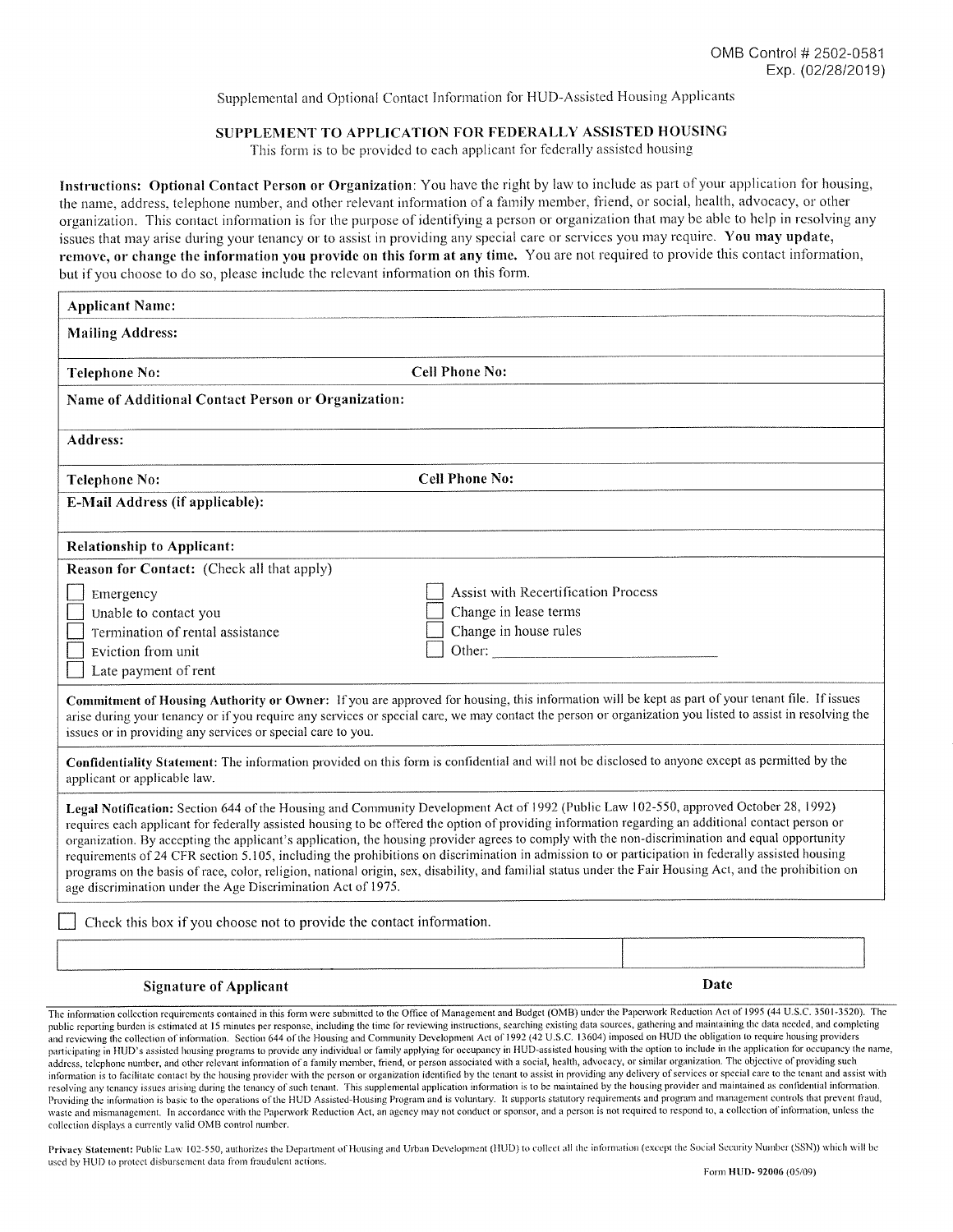OMB Control # 2502-0581
Exp. (02/28/2019)

Supplemental and Optional Contact Information for HUD-Assisted Housing Applicants

## SUPPLEMENT TO APPLICATION FOR FEDERALLY ASSISTED HOUSING

This form is to be provided to each applicant for federally assisted housing

**Instructions: Optional Contact Person or Organization**: You have the right by law to include as part of your application for housing, the name, address, telephone number, and other relevant information of a family member, friend, or social, health, advocacy, or other organization. This contact information is for the purpose of identifying a person or organization that may be able to help in resolving any issues that may arise during your tenancy or to assist in providing any special care or services you may require. **You may update, remove, or change the information you provide on this form at any time.** You are not required to provide this contact information, but if you choose to do so, please include the relevant information on this form.

**Applicant Name:**

**Mailing Address:**

**Telephone No:** **Cell Phone No:**

**Name of Additional Contact Person or Organization:**

**Address:**

**Telephone No:** **Cell Phone No:**

**E-Mail Address (if applicable):**

**Relationship to Applicant:**

**Reason for Contact:** (Check all that apply)

- ☐ Emergency
- ☐ Unable to contact you
- ☐ Termination of rental assistance
- ☐ Eviction from unit
- ☐ Late payment of rent
- ☐ Assist with Recertification Process
- ☐ Change in lease terms
- ☐ Change in house rules
- ☐ Other: ____________________

**Commitment of Housing Authority or Owner:** If you are approved for housing, this information will be kept as part of your tenant file. If issues arise during your tenancy or if you require any services or special care, we may contact the person or organization you listed to assist in resolving the issues or in providing any services or special care to you.

**Confidentiality Statement:** The information provided on this form is confidential and will not be disclosed to anyone except as permitted by the applicant or applicable law.

**Legal Notification:** Section 644 of the Housing and Community Development Act of 1992 (Public Law 102-550, approved October 28, 1992) requires each applicant for federally assisted housing to be offered the option of providing information regarding an additional contact person or organization. By accepting the applicant's application, the housing provider agrees to comply with the non-discrimination and equal opportunity requirements of 24 CFR section 5.105, including the prohibitions on discrimination in admission to or participation in federally assisted housing programs on the basis of race, color, religion, national origin, sex, disability, and familial status under the Fair Housing Act, and the prohibition on age discrimination under the Age Discrimination Act of 1975.

☐ Check this box if you choose not to provide the contact information.

**Signature of Applicant** **Date**

The information collection requirements contained in this form were submitted to the Office of Management and Budget (OMB) under the Paperwork Reduction Act of 1995 (44 U.S.C. 3501-3520). The public reporting burden is estimated at 15 minutes per response, including the time for reviewing instructions, searching existing data sources, gathering and maintaining the data needed, and completing and reviewing the collection of information. Section 644 of the Housing and Community Development Act of 1992 (42 U.S.C. 13604) imposed on HUD the obligation to require housing providers participating in HUD's assisted housing programs to provide any individual or family applying for occupancy in HUD-assisted housing with the option to include in the application for occupancy the name, address, telephone number, and other relevant information of a family member, friend, or person associated with a social, health, advocacy, or similar organization. The objective of providing such information is to facilitate contact by the housing provider with the person or organization identified by the tenant to assist in providing any delivery of services or special care to the tenant and assist with resolving any tenancy issues arising during the tenancy of such tenant. This supplemental application information is to be maintained by the housing provider and maintained as confidential information. Providing the information is basic to the operations of the HUD Assisted-Housing Program and is voluntary. It supports statutory requirements and program and management controls that prevent fraud, waste and mismanagement. In accordance with the Paperwork Reduction Act, an agency may not conduct or sponsor, and a person is not required to respond to, a collection of information, unless the collection displays a currently valid OMB control number.

**Privacy Statement:** Public Law 102-550, authorizes the Department of Housing and Urban Development (HUD) to collect all the information (except the Social Security Number (SSN)) which will be used by HUD to protect disbursement data from fraudulent actions.

Form **HUD-92006** (05/09)